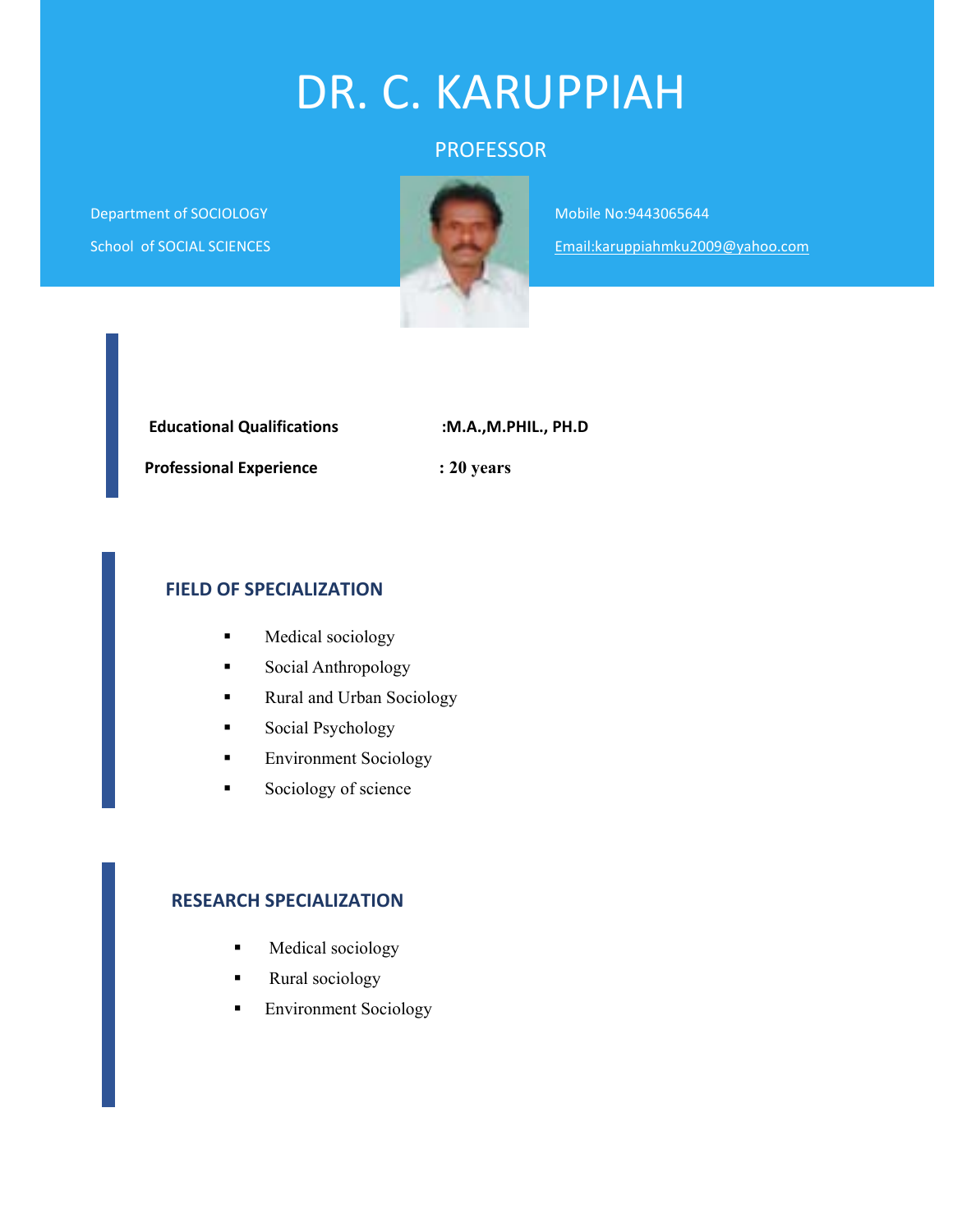# DR. C. KARUPPIAH

PROFESSOR

Department of SOCIOLOGY

School of SOCIAL SCIENCES

Mobile No:9443065644

Email:karuppiahmku2009@yahoo.com

**Educational Qualifications** :**M.A.,M.PHIL., PH.D**

**Professional Experience** : **20 years**

## FIELD OF SPECIALIZATION

- Medical sociology
- Social Anthropology
- Rural and Urban Sociology
- Social Psychology
- Environment Sociology
- Sociology of science

## RESEARCH SPECIALIZATION

- Medical sociology
- Rural sociology
- Environment Sociology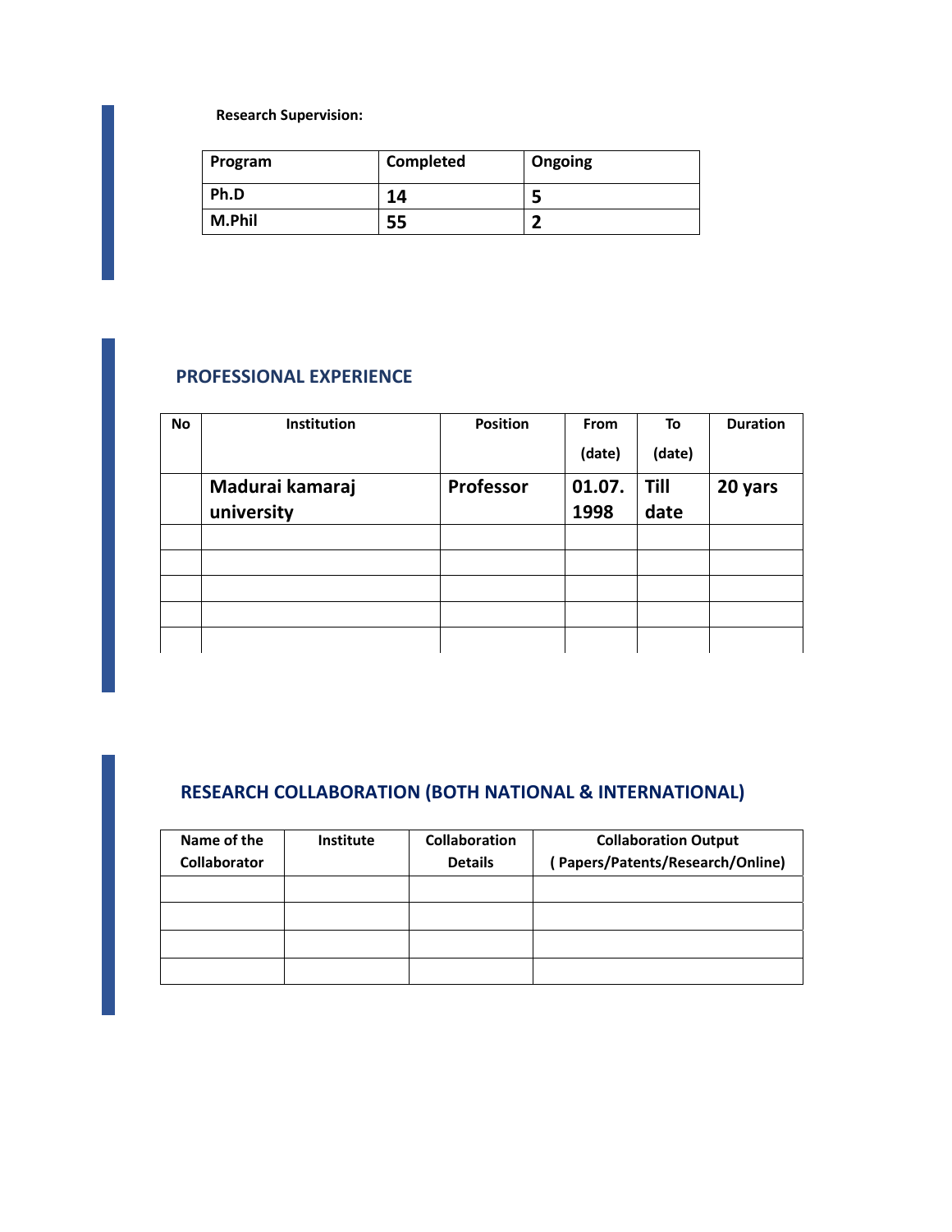**Research Supervision:**

| Program | Completed | Ongoing |
|---|---|---|
| Ph.D | 14 | 5 |
| M.Phil | 55 | 2 |

## PROFESSIONAL EXPERIENCE

| No | Institution | Position | From (date) | To (date) | Duration |
|---|---|---|---|---|---|
| | Madurai kamaraj university | Professor | 01.07. 1998 | Till date | 20 yars |
| | | | | | |
| | | | | | |
| | | | | | |
| | | | | | |
| | | | | | |

## RESEARCH COLLABORATION (BOTH NATIONAL & INTERNATIONAL)

| Name of the Collaborator | Institute | Collaboration Details | Collaboration Output ( Papers/Patents/Research/Online) |
|---|---|---|---|
| | | | |
| | | | |
| | | | |
| | | | |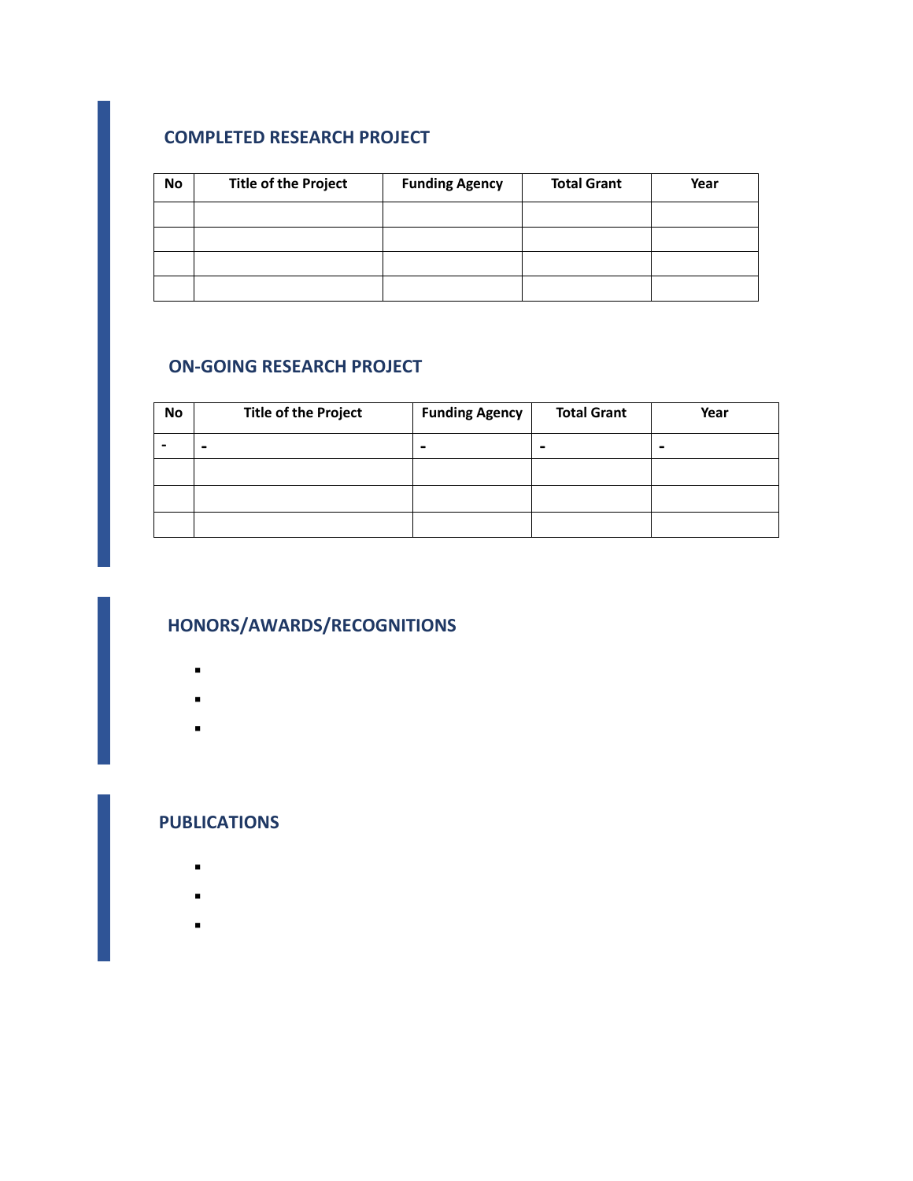## COMPLETED RESEARCH PROJECT

| No | Title of the Project | Funding Agency | Total Grant | Year |
|---|---|---|---|---|
| | | | | |
| | | | | |
| | | | | |
| | | | | |

## ON-GOING RESEARCH PROJECT

| No | Title of the Project | Funding Agency | Total Grant | Year |
|---|---|---|---|---|
| - | - | - | - | - |
| | | | | |
| | | | | |
| | | | | |

## HONORS/AWARDS/RECOGNITIONS

- 
- 
- 

## PUBLICATIONS

- 
- 
-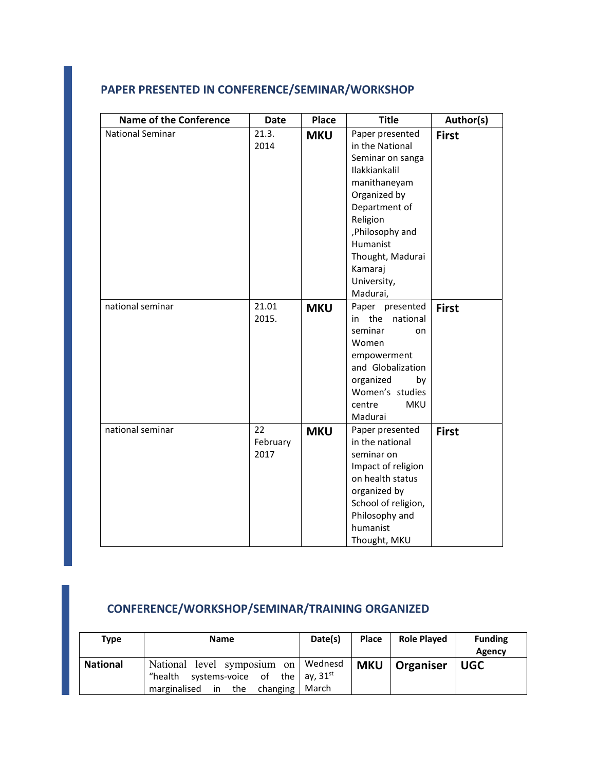## PAPER PRESENTED IN CONFERENCE/SEMINAR/WORKSHOP

| Name of the Conference | Date | Place | Title | Author(s) |
|---|---|---|---|---|
| National Seminar | 21.3. 2014 | **MKU** | Paper presented in the National Seminar on sanga Ilakkiankalil manithaneyam Organized by Department of Religion ,Philosophy and Humanist Thought, Madurai Kamaraj University, Madurai, | **First** |
| national seminar | 21.01 2015. | **MKU** | Paper presented in the national seminar on Women empowerment and Globalization organized by Women's studies centre MKU Madurai | **First** |
| national seminar | 22 February 2017 | **MKU** | Paper presented in the national seminar on Impact of religion on health status organized by School of religion, Philosophy and humanist Thought, MKU | **First** |

## CONFERENCE/WORKSHOP/SEMINAR/TRAINING ORGANIZED

| Type | Name | Date(s) | Place | Role Played | Funding Agency |
|---|---|---|---|---|---|
| **National** | National level symposium on "health systems-voice of the marginalised in the changing | Wednesday, 31st March | **MKU** | **Organiser** | **UGC** |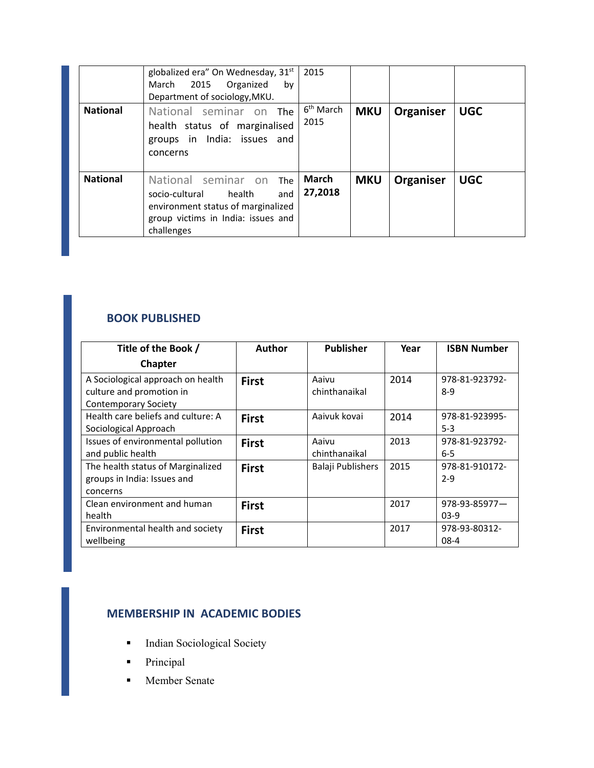|  | globalized era" On Wednesday, 31st March 2015 Organized by Department of sociology,MKU. | 2015 |  |  |  |
|---|---|---|---|---|---|
| **National** | National seminar on The health status of marginalised groups in India: issues and concerns | 6th March 2015 | **MKU** | **Organiser** | **UGC** |
| **National** | National seminar on The socio-cultural health and environment status of marginalized group victims in India: issues and challenges | **March 27,2018** | **MKU** | **Organiser** | **UGC** |

## BOOK PUBLISHED

| Title of the Book / Chapter | Author | Publisher | Year | ISBN Number |
|---|---|---|---|---|
| A Sociological approach on health culture and promotion in Contemporary Society | **First** | Aaivu chinthanaikal | 2014 | 978-81-923792-8-9 |
| Health care beliefs and culture: A Sociological Approach | **First** | Aaivuk kovai | 2014 | 978-81-923995-5-3 |
| Issues of environmental pollution and public health | **First** | Aaivu chinthanaikal | 2013 | 978-81-923792-6-5 |
| The health status of Marginalized groups in India: Issues and concerns | **First** | Balaji Publishers | 2015 | 978-81-910172-2-9 |
| Clean environment and human health | **First** |  | 2017 | 978-93-85977—03-9 |
| Environmental health and society wellbeing | **First** |  | 2017 | 978-93-80312-08-4 |

## MEMBERSHIP IN ACADEMIC BODIES

- Indian Sociological Society
- Principal
- Member Senate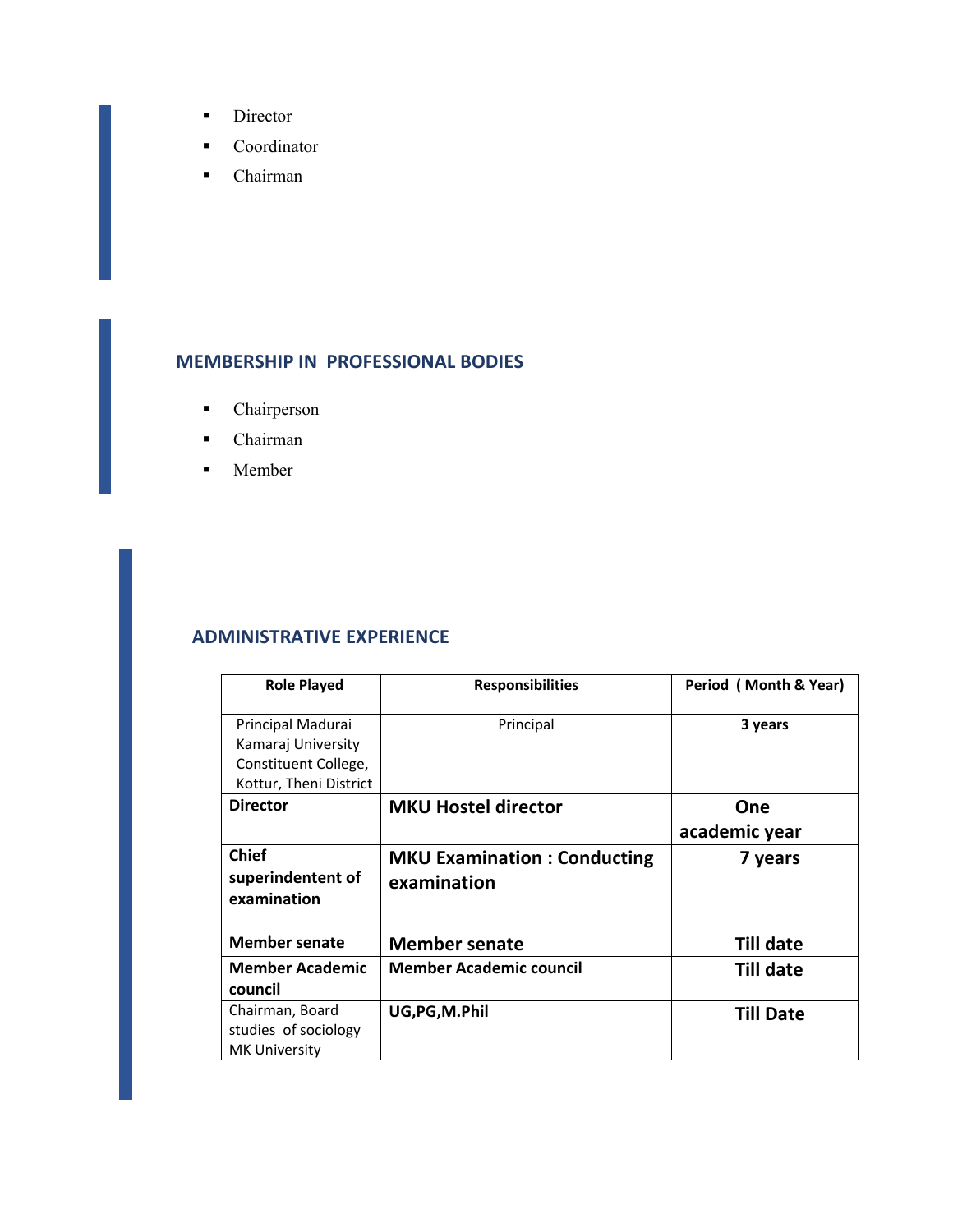- Director
- Coordinator
- Chairman

## MEMBERSHIP IN PROFESSIONAL BODIES

- Chairperson
- Chairman
- Member

## ADMINISTRATIVE EXPERIENCE

| Role Played | Responsibilities | Period ( Month & Year) |
|---|---|---|
| Principal Madurai Kamaraj University Constituent College, Kottur, Theni District | Principal | **3 years** |
| **Director** | **MKU Hostel director** | **One academic year** |
| **Chief superindentent of examination** | **MKU Examination : Conducting examination** | **7 years** |
| **Member senate** | **Member senate** | **Till date** |
| **Member Academic council** | **Member Academic council** | **Till date** |
| Chairman, Board studies of sociology MK University | **UG,PG,M.Phil** | **Till Date** |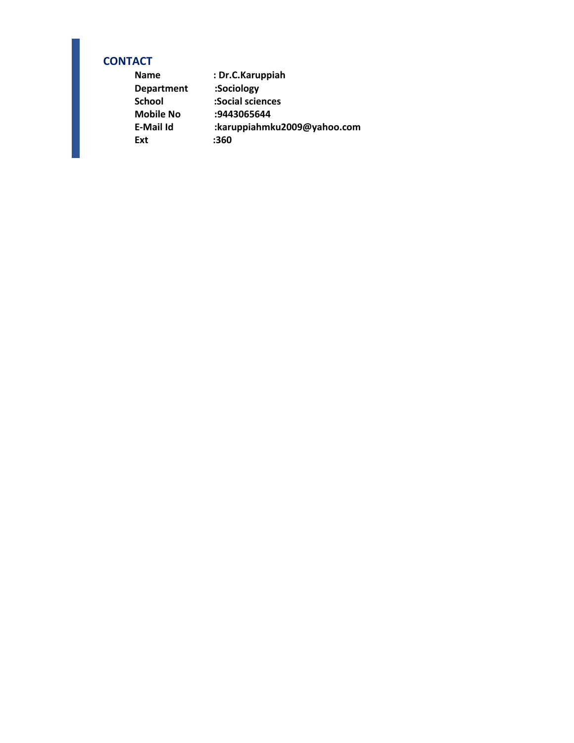## CONTACT

| | |
|---|---|
| **Name** | **: Dr.C.Karuppiah** |
| **Department** | **:Sociology** |
| **School** | **:Social sciences** |
| **Mobile No** | **:9443065644** |
| **E-Mail Id** | **:karuppiahmku2009@yahoo.com** |
| **Ext** | **:360** |